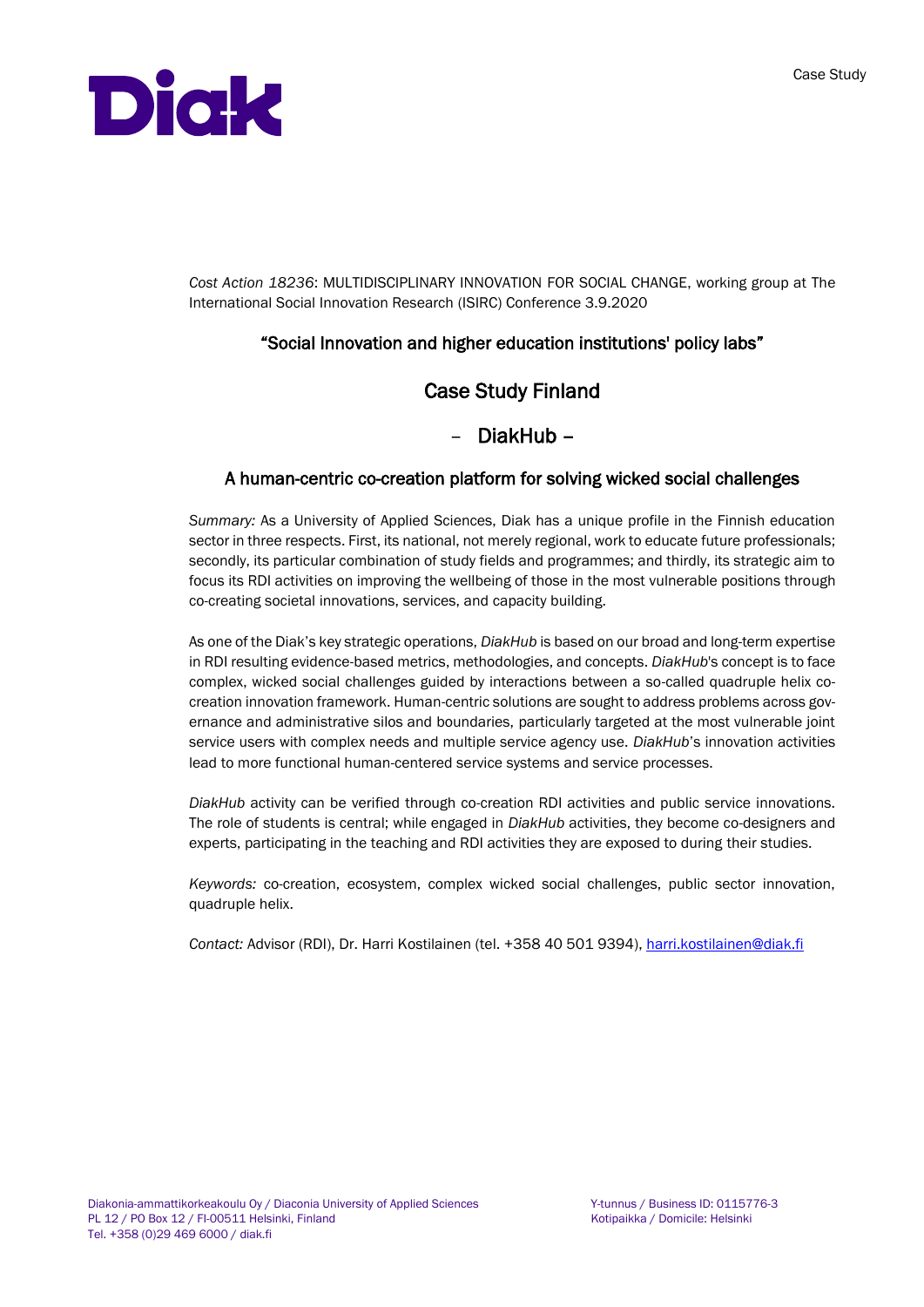*Cost Action 18236*: MULTIDISCIPLINARY INNOVATION FOR SOCIAL CHANGE, working group at The International Social Innovation Research (ISIRC) Conference 3.9.2020

## "Social Innovation and higher education institutions' policy labs"

# Case Study Finland

# – DiakHub –

## A human-centric co-creation platform for solving wicked social challenges

*Summary:* As a University of Applied Sciences, Diak has a unique profile in the Finnish education sector in three respects. First, its national, not merely regional, work to educate future professionals; secondly, its particular combination of study fields and programmes; and thirdly, its strategic aim to focus its RDI activities on improving the wellbeing of those in the most vulnerable positions through co-creating societal innovations, services, and capacity building.

As one of the Diak's key strategic operations, *DiakHub* is based on our broad and long-term expertise in RDI resulting evidence-based metrics, methodologies, and concepts. *DiakHub*'s concept is to face complex, wicked social challenges guided by interactions between a so-called quadruple helix co-creation innovation framework. Human-centric solutions are sought to address problems across governance and administrative silos and boundaries, particularly targeted at the most vulnerable joint service users with complex needs and multiple service agency use. *DiakHub*'s innovation activities lead to more functional human-centered service systems and service processes.

*DiakHub* activity can be verified through co-creation RDI activities and public service innovations. The role of students is central; while engaged in *DiakHub* activities, they become co-designers and experts, participating in the teaching and RDI activities they are exposed to during their studies.

*Keywords:* co-creation, ecosystem, complex wicked social challenges, public sector innovation, quadruple helix.

*Contact:* Advisor (RDI), Dr. Harri Kostilainen (tel. +358 40 501 9394), harri.kostilainen@diak.fi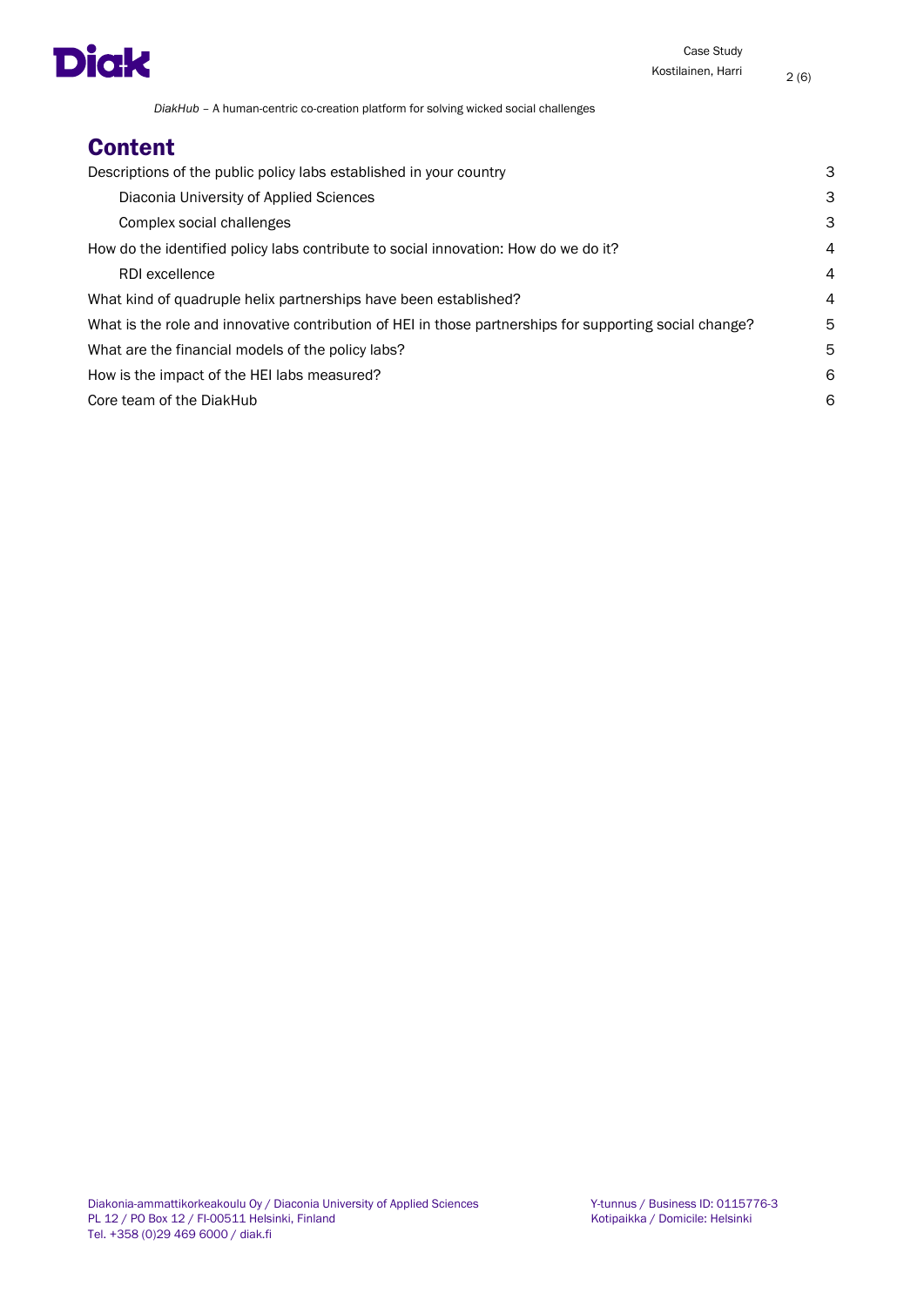# Content

| | |
|---|---|
| Descriptions of the public policy labs established in your country | 3 |
| &nbsp;&nbsp;&nbsp;&nbsp;Diaconia University of Applied Sciences | 3 |
| &nbsp;&nbsp;&nbsp;&nbsp;Complex social challenges | 3 |
| How do the identified policy labs contribute to social innovation: How do we do it? | 4 |
| &nbsp;&nbsp;&nbsp;&nbsp;RDI excellence | 4 |
| What kind of quadruple helix partnerships have been established? | 4 |
| What is the role and innovative contribution of HEI in those partnerships for supporting social change? | 5 |
| What are the financial models of the policy labs? | 5 |
| How is the impact of the HEI labs measured? | 6 |
| Core team of the DiakHub | 6 |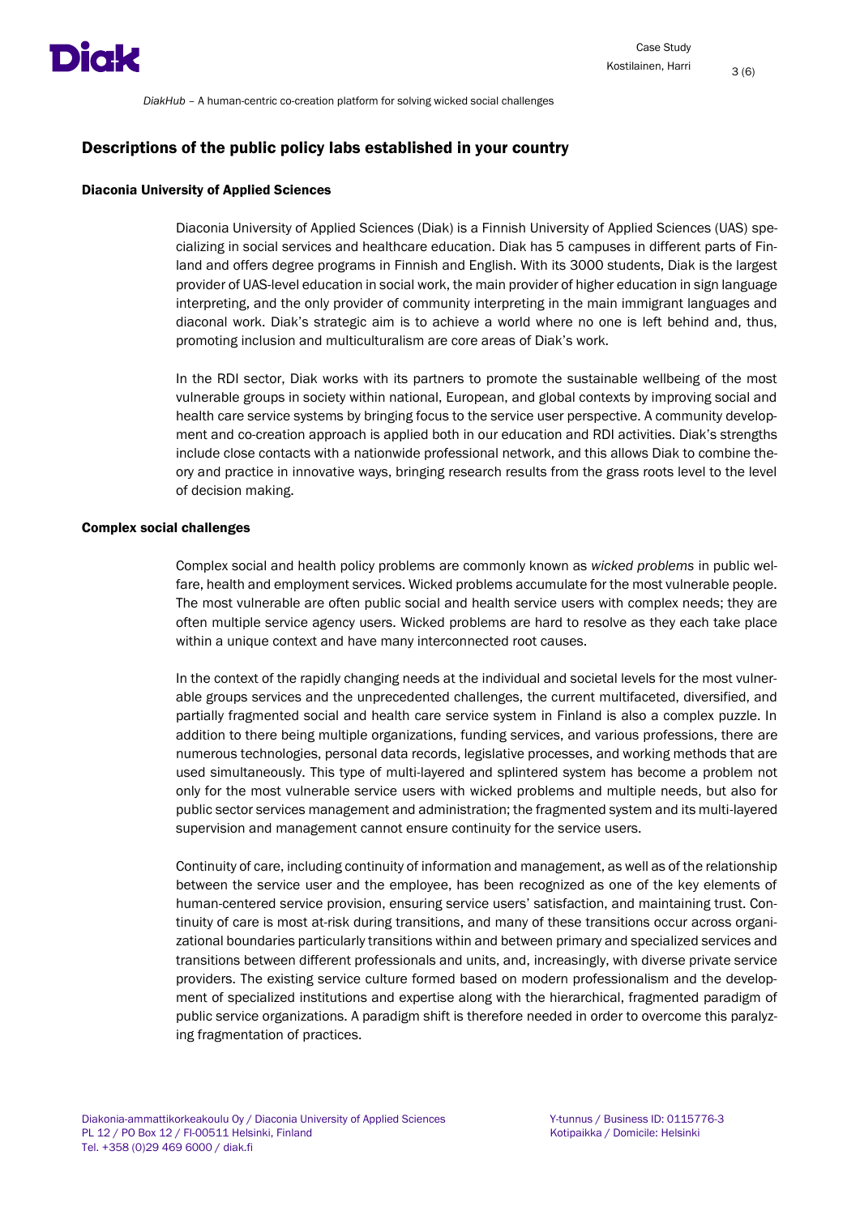## Descriptions of the public policy labs established in your country

### Diaconia University of Applied Sciences

Diaconia University of Applied Sciences (Diak) is a Finnish University of Applied Sciences (UAS) specializing in social services and healthcare education. Diak has 5 campuses in different parts of Finland and offers degree programs in Finnish and English. With its 3000 students, Diak is the largest provider of UAS-level education in social work, the main provider of higher education in sign language interpreting, and the only provider of community interpreting in the main immigrant languages and diaconal work. Diak's strategic aim is to achieve a world where no one is left behind and, thus, promoting inclusion and multiculturalism are core areas of Diak's work.

In the RDI sector, Diak works with its partners to promote the sustainable wellbeing of the most vulnerable groups in society within national, European, and global contexts by improving social and health care service systems by bringing focus to the service user perspective. A community development and co-creation approach is applied both in our education and RDI activities. Diak's strengths include close contacts with a nationwide professional network, and this allows Diak to combine theory and practice in innovative ways, bringing research results from the grass roots level to the level of decision making.

### Complex social challenges

Complex social and health policy problems are commonly known as *wicked problems* in public welfare, health and employment services. Wicked problems accumulate for the most vulnerable people. The most vulnerable are often public social and health service users with complex needs; they are often multiple service agency users. Wicked problems are hard to resolve as they each take place within a unique context and have many interconnected root causes.

In the context of the rapidly changing needs at the individual and societal levels for the most vulnerable groups services and the unprecedented challenges, the current multifaceted, diversified, and partially fragmented social and health care service system in Finland is also a complex puzzle. In addition to there being multiple organizations, funding services, and various professions, there are numerous technologies, personal data records, legislative processes, and working methods that are used simultaneously. This type of multi-layered and splintered system has become a problem not only for the most vulnerable service users with wicked problems and multiple needs, but also for public sector services management and administration; the fragmented system and its multi-layered supervision and management cannot ensure continuity for the service users.

Continuity of care, including continuity of information and management, as well as of the relationship between the service user and the employee, has been recognized as one of the key elements of human-centered service provision, ensuring service users' satisfaction, and maintaining trust. Continuity of care is most at-risk during transitions, and many of these transitions occur across organizational boundaries particularly transitions within and between primary and specialized services and transitions between different professionals and units, and, increasingly, with diverse private service providers. The existing service culture formed based on modern professionalism and the development of specialized institutions and expertise along with the hierarchical, fragmented paradigm of public service organizations. A paradigm shift is therefore needed in order to overcome this paralyzing fragmentation of practices.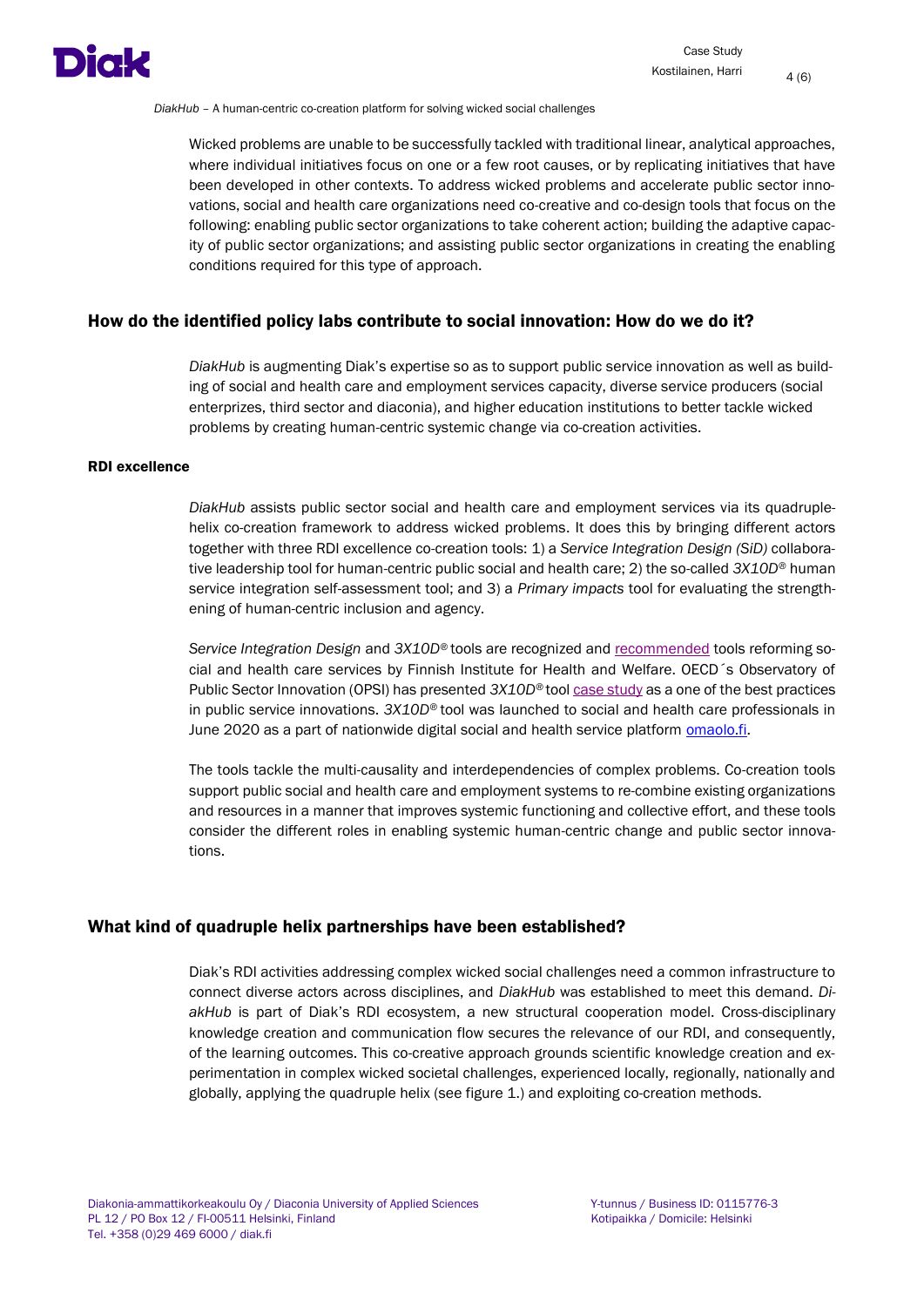Wicked problems are unable to be successfully tackled with traditional linear, analytical approaches, where individual initiatives focus on one or a few root causes, or by replicating initiatives that have been developed in other contexts. To address wicked problems and accelerate public sector innovations, social and health care organizations need co-creative and co-design tools that focus on the following: enabling public sector organizations to take coherent action; building the adaptive capacity of public sector organizations; and assisting public sector organizations in creating the enabling conditions required for this type of approach.

## How do the identified policy labs contribute to social innovation: How do we do it?

*DiakHub* is augmenting Diak's expertise so as to support public service innovation as well as building of social and health care and employment services capacity, diverse service producers (social enterprizes, third sector and diaconia), and higher education institutions to better tackle wicked problems by creating human-centric systemic change via co-creation activities.

### RDI excellence

*DiakHub* assists public sector social and health care and employment services via its quadruple-helix co-creation framework to address wicked problems. It does this by bringing different actors together with three RDI excellence co-creation tools: 1) a *Service Integration Design (SiD)* collaborative leadership tool for human-centric public social and health care; 2) the so-called *3X10D®* human service integration self-assessment tool; and 3) a *Primary impacts* tool for evaluating the strengthening of human-centric inclusion and agency.

*Service Integration Design* and *3X10D®* tools are recognized and recommended tools reforming social and health care services by Finnish Institute for Health and Welfare. OECD´s Observatory of Public Sector Innovation (OPSI) has presented *3X10D®* tool case study as a one of the best practices in public service innovations. *3X10D®* tool was launched to social and health care professionals in June 2020 as a part of nationwide digital social and health service platform omaolo.fi.

The tools tackle the multi-causality and interdependencies of complex problems. Co-creation tools support public social and health care and employment systems to re-combine existing organizations and resources in a manner that improves systemic functioning and collective effort, and these tools consider the different roles in enabling systemic human-centric change and public sector innovations.

## What kind of quadruple helix partnerships have been established?

Diak's RDI activities addressing complex wicked social challenges need a common infrastructure to connect diverse actors across disciplines, and *DiakHub* was established to meet this demand. *DiakHub* is part of Diak's RDI ecosystem, a new structural cooperation model. Cross-disciplinary knowledge creation and communication flow secures the relevance of our RDI, and consequently, of the learning outcomes. This co-creative approach grounds scientific knowledge creation and experimentation in complex wicked societal challenges, experienced locally, regionally, nationally and globally, applying the quadruple helix (see figure 1.) and exploiting co-creation methods.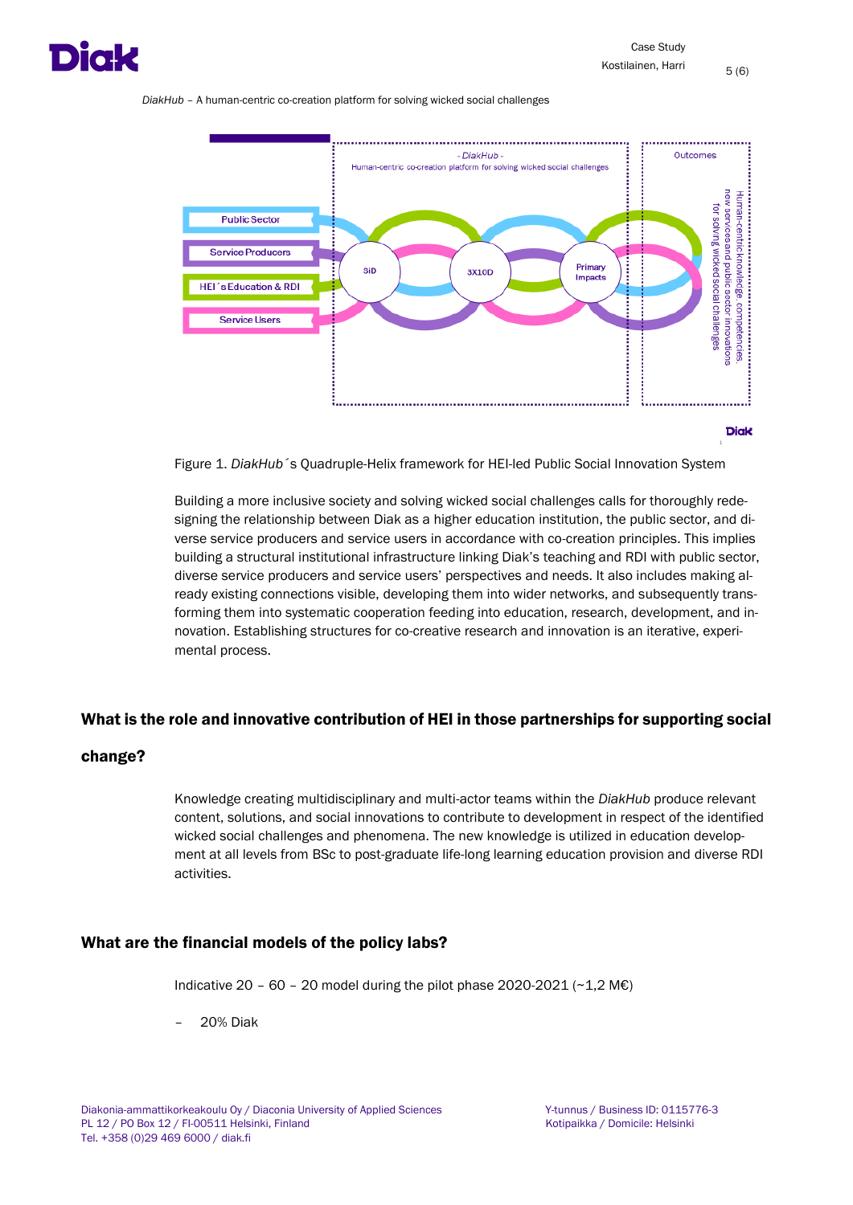*DiakHub* – A human-centric co-creation platform for solving wicked social challenges

Figure 1. *DiakHub*´s Quadruple-Helix framework for HEI-led Public Social Innovation System

Building a more inclusive society and solving wicked social challenges calls for thoroughly redesigning the relationship between Diak as a higher education institution, the public sector, and diverse service producers and service users in accordance with co-creation principles. This implies building a structural institutional infrastructure linking Diak's teaching and RDI with public sector, diverse service producers and service users' perspectives and needs. It also includes making already existing connections visible, developing them into wider networks, and subsequently transforming them into systematic cooperation feeding into education, research, development, and innovation. Establishing structures for co-creative research and innovation is an iterative, experimental process.

## What is the role and innovative contribution of HEI in those partnerships for supporting social change?

Knowledge creating multidisciplinary and multi-actor teams within the *DiakHub* produce relevant content, solutions, and social innovations to contribute to development in respect of the identified wicked social challenges and phenomena. The new knowledge is utilized in education development at all levels from BSc to post-graduate life-long learning education provision and diverse RDI activities.

## What are the financial models of the policy labs?

Indicative 20 – 60 – 20 model during the pilot phase 2020-2021 (~1,2 M€)

- 20% Diak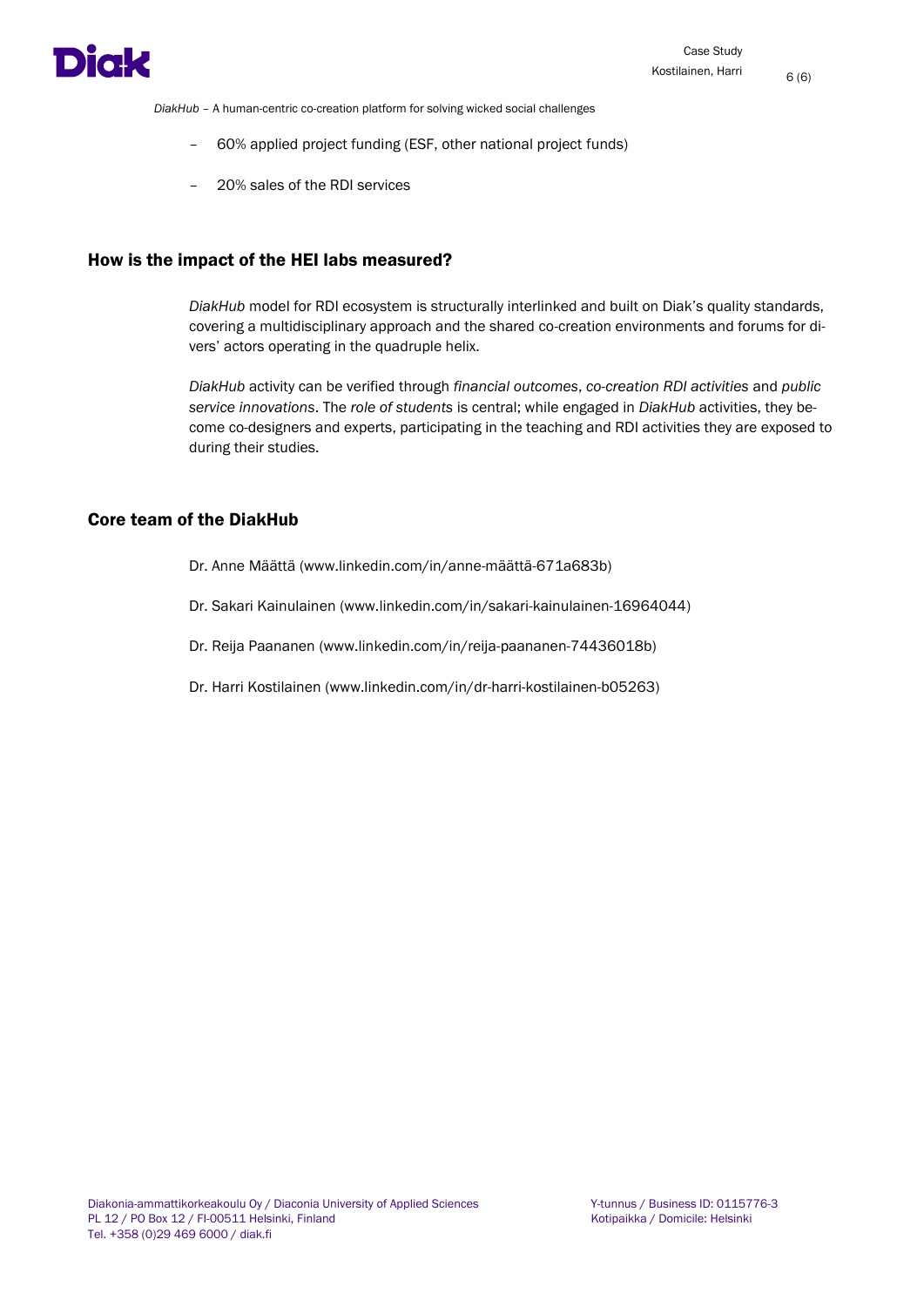- 60% applied project funding (ESF, other national project funds)
- 20% sales of the RDI services

## How is the impact of the HEI labs measured?

*DiakHub* model for RDI ecosystem is structurally interlinked and built on Diak's quality standards, covering a multidisciplinary approach and the shared co-creation environments and forums for divers' actors operating in the quadruple helix.

*DiakHub* activity can be verified through *financial outcomes*, *co-creation RDI activities* and *public service innovations*. The *role of students* is central; while engaged in *DiakHub* activities, they become co-designers and experts, participating in the teaching and RDI activities they are exposed to during their studies.

## Core team of the DiakHub

Dr. Anne Määttä (www.linkedin.com/in/anne-määttä-671a683b)

Dr. Sakari Kainulainen (www.linkedin.com/in/sakari-kainulainen-16964044)

Dr. Reija Paananen (www.linkedin.com/in/reija-paananen-74436018b)

Dr. Harri Kostilainen (www.linkedin.com/in/dr-harri-kostilainen-b05263)